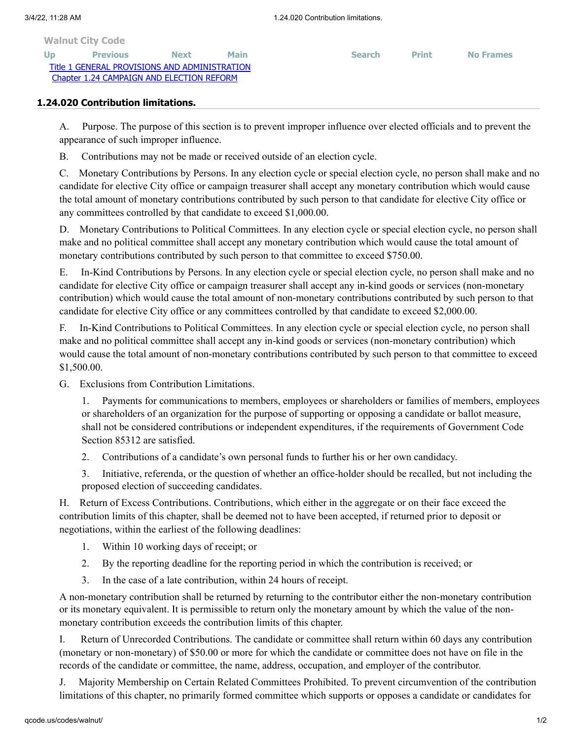Walnut City Code

Up Previous Next Main Search Print No Frames

Title 1 GENERAL PROVISIONS AND ADMINISTRATION
Chapter 1.24 CAMPAIGN AND ELECTION REFORM

### 1.24.020 Contribution limitations.

A. Purpose. The purpose of this section is to prevent improper influence over elected officials and to prevent the appearance of such improper influence.

B. Contributions may not be made or received outside of an election cycle.

C. Monetary Contributions by Persons. In any election cycle or special election cycle, no person shall make and no candidate for elective City office or campaign treasurer shall accept any monetary contribution which would cause the total amount of monetary contributions contributed by such person to that candidate for elective City office or any committees controlled by that candidate to exceed $1,000.00.

D. Monetary Contributions to Political Committees. In any election cycle or special election cycle, no person shall make and no political committee shall accept any monetary contribution which would cause the total amount of monetary contributions contributed by such person to that committee to exceed $750.00.

E. In-Kind Contributions by Persons. In any election cycle or special election cycle, no person shall make and no candidate for elective City office or campaign treasurer shall accept any in-kind goods or services (non-monetary contribution) which would cause the total amount of non-monetary contributions contributed by such person to that candidate for elective City office or any committees controlled by that candidate to exceed $2,000.00.

F. In-Kind Contributions to Political Committees. In any election cycle or special election cycle, no person shall make and no political committee shall accept any in-kind goods or services (non-monetary contribution) which would cause the total amount of non-monetary contributions contributed by such person to that committee to exceed $1,500.00.

G. Exclusions from Contribution Limitations.

1. Payments for communications to members, employees or shareholders or families of members, employees or shareholders of an organization for the purpose of supporting or opposing a candidate or ballot measure, shall not be considered contributions or independent expenditures, if the requirements of Government Code Section 85312 are satisfied.

2. Contributions of a candidate's own personal funds to further his or her own candidacy.

3. Initiative, referenda, or the question of whether an office-holder should be recalled, but not including the proposed election of succeeding candidates.

H. Return of Excess Contributions. Contributions, which either in the aggregate or on their face exceed the contribution limits of this chapter, shall be deemed not to have been accepted, if returned prior to deposit or negotiations, within the earliest of the following deadlines:

1. Within 10 working days of receipt; or

2. By the reporting deadline for the reporting period in which the contribution is received; or

3. In the case of a late contribution, within 24 hours of receipt.

A non-monetary contribution shall be returned by returning to the contributor either the non-monetary contribution or its monetary equivalent. It is permissible to return only the monetary amount by which the value of the non-monetary contribution exceeds the contribution limits of this chapter.

I. Return of Unrecorded Contributions. The candidate or committee shall return within 60 days any contribution (monetary or non-monetary) of $50.00 or more for which the candidate or committee does not have on file in the records of the candidate or committee, the name, address, occupation, and employer of the contributor.

J. Majority Membership on Certain Related Committees Prohibited. To prevent circumvention of the contribution limitations of this chapter, no primarily formed committee which supports or opposes a candidate or candidates for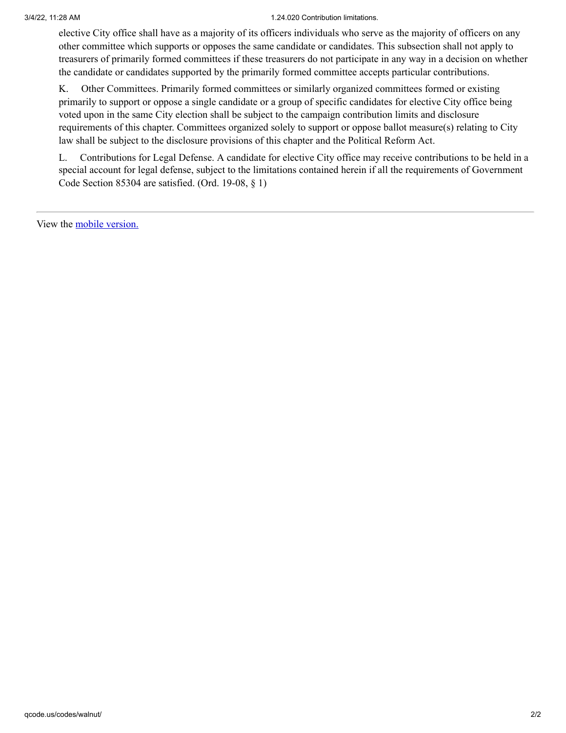elective City office shall have as a majority of its officers individuals who serve as the majority of officers on any other committee which supports or opposes the same candidate or candidates. This subsection shall not apply to treasurers of primarily formed committees if these treasurers do not participate in any way in a decision on whether the candidate or candidates supported by the primarily formed committee accepts particular contributions.

K. Other Committees. Primarily formed committees or similarly organized committees formed or existing primarily to support or oppose a single candidate or a group of specific candidates for elective City office being voted upon in the same City election shall be subject to the campaign contribution limits and disclosure requirements of this chapter. Committees organized solely to support or oppose ballot measure(s) relating to City law shall be subject to the disclosure provisions of this chapter and the Political Reform Act.

L. Contributions for Legal Defense. A candidate for elective City office may receive contributions to be held in a special account for legal defense, subject to the limitations contained herein if all the requirements of Government Code Section 85304 are satisfied. (Ord. 19-08, § 1)

---

View the mobile version.